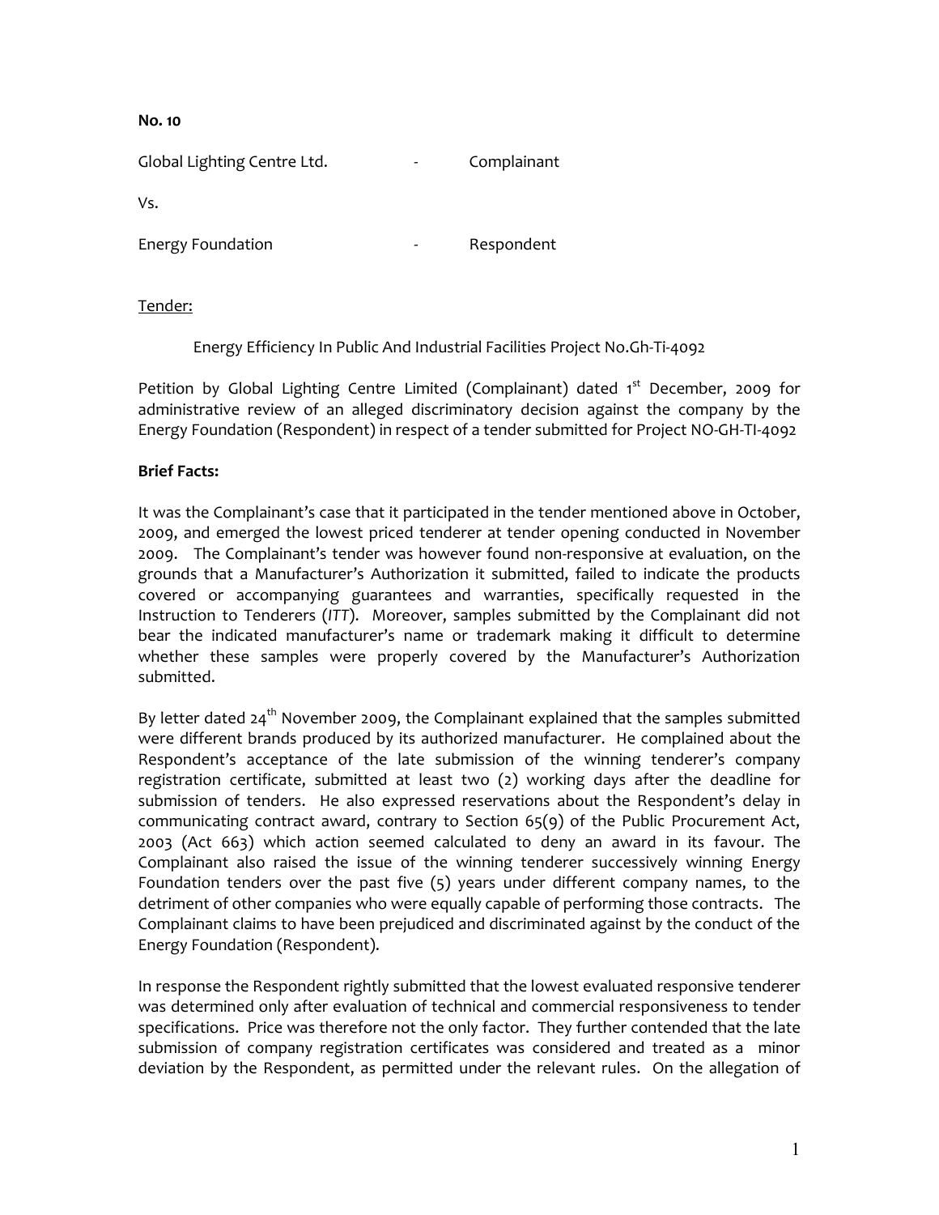**No. 10**

Global Lighting Centre Ltd. - Complainant

Vs.

Energy Foundation - Respondent

Tender:

Energy Efficiency In Public And Industrial Facilities Project No.Gh-Ti-4092

Petition by Global Lighting Centre Limited (Complainant) dated 1st December, 2009 for administrative review of an alleged discriminatory decision against the company by the Energy Foundation (Respondent) in respect of a tender submitted for Project NO-GH-TI-4092

**Brief Facts:**

It was the Complainant's case that it participated in the tender mentioned above in October, 2009, and emerged the lowest priced tenderer at tender opening conducted in November 2009. The Complainant's tender was however found non-responsive at evaluation, on the grounds that a Manufacturer's Authorization it submitted, failed to indicate the products covered or accompanying guarantees and warranties, specifically requested in the Instruction to Tenderers (*ITT*). Moreover, samples submitted by the Complainant did not bear the indicated manufacturer's name or trademark making it difficult to determine whether these samples were properly covered by the Manufacturer's Authorization submitted.

By letter dated 24th November 2009, the Complainant explained that the samples submitted were different brands produced by its authorized manufacturer. He complained about the Respondent's acceptance of the late submission of the winning tenderer's company registration certificate, submitted at least two (2) working days after the deadline for submission of tenders. He also expressed reservations about the Respondent's delay in communicating contract award, contrary to Section 65(9) of the Public Procurement Act, 2003 (Act 663) which action seemed calculated to deny an award in its favour. The Complainant also raised the issue of the winning tenderer successively winning Energy Foundation tenders over the past five (5) years under different company names, to the detriment of other companies who were equally capable of performing those contracts. The Complainant claims to have been prejudiced and discriminated against by the conduct of the Energy Foundation (Respondent).

In response the Respondent rightly submitted that the lowest evaluated responsive tenderer was determined only after evaluation of technical and commercial responsiveness to tender specifications. Price was therefore not the only factor. They further contended that the late submission of company registration certificates was considered and treated as a minor deviation by the Respondent, as permitted under the relevant rules. On the allegation of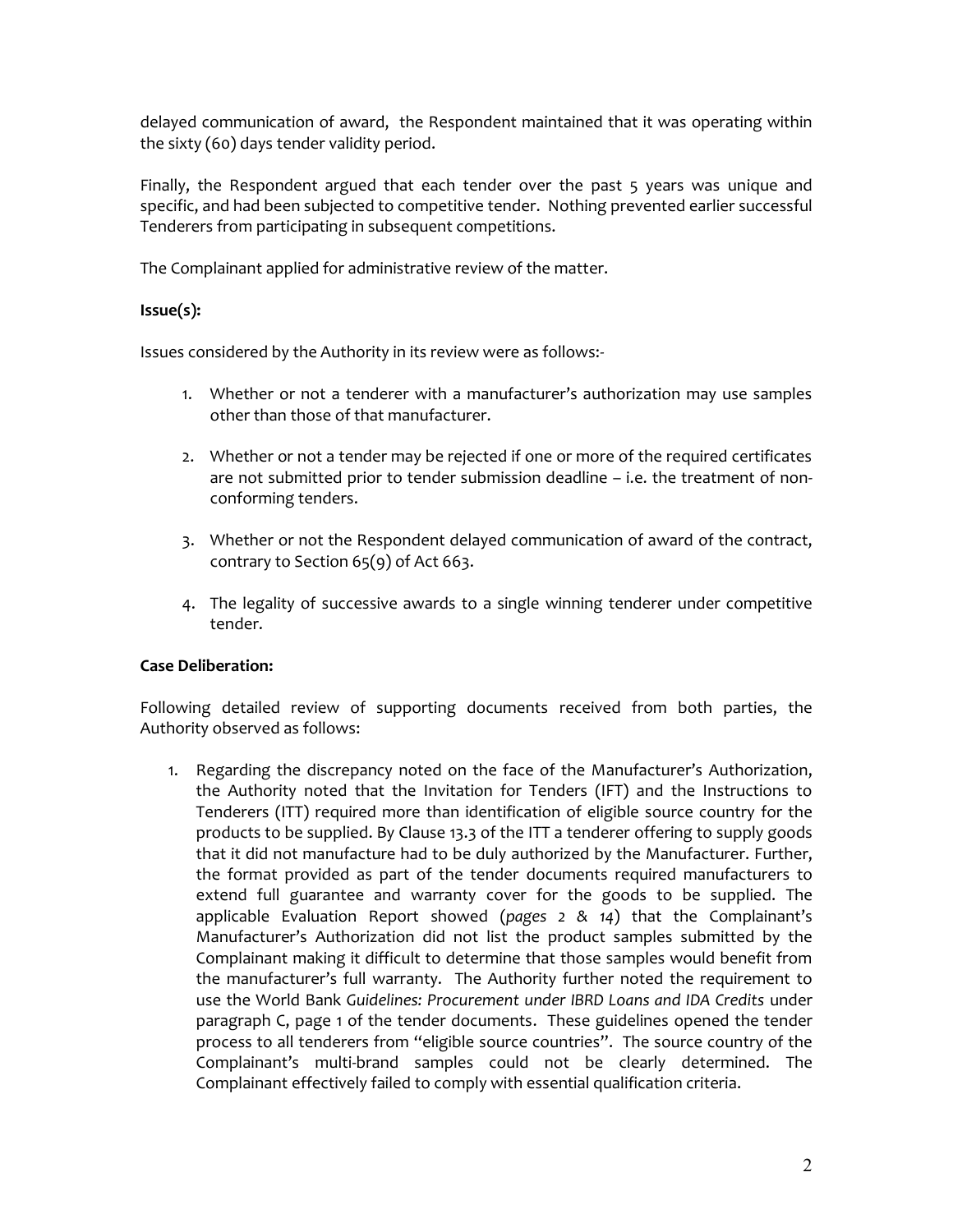delayed communication of award, the Respondent maintained that it was operating within the sixty (60) days tender validity period.

Finally, the Respondent argued that each tender over the past 5 years was unique and specific, and had been subjected to competitive tender. Nothing prevented earlier successful Tenderers from participating in subsequent competitions.

The Complainant applied for administrative review of the matter.

**Issue(s):**

Issues considered by the Authority in its review were as follows:-

1. Whether or not a tenderer with a manufacturer's authorization may use samples other than those of that manufacturer.

2. Whether or not a tender may be rejected if one or more of the required certificates are not submitted prior to tender submission deadline – i.e. the treatment of non-conforming tenders.

3. Whether or not the Respondent delayed communication of award of the contract, contrary to Section 65(9) of Act 663.

4. The legality of successive awards to a single winning tenderer under competitive tender.

**Case Deliberation:**

Following detailed review of supporting documents received from both parties, the Authority observed as follows:

1. Regarding the discrepancy noted on the face of the Manufacturer's Authorization, the Authority noted that the Invitation for Tenders (IFT) and the Instructions to Tenderers (ITT) required more than identification of eligible source country for the products to be supplied. By Clause 13.3 of the ITT a tenderer offering to supply goods that it did not manufacture had to be duly authorized by the Manufacturer. Further, the format provided as part of the tender documents required manufacturers to extend full guarantee and warranty cover for the goods to be supplied. The applicable Evaluation Report showed (*pages 2 & 14*) that the Complainant's Manufacturer's Authorization did not list the product samples submitted by the Complainant making it difficult to determine that those samples would benefit from the manufacturer's full warranty. The Authority further noted the requirement to use the World Bank *Guidelines: Procurement under IBRD Loans and IDA Credits* under paragraph C, page 1 of the tender documents. These guidelines opened the tender process to all tenderers from "eligible source countries". The source country of the Complainant's multi-brand samples could not be clearly determined. The Complainant effectively failed to comply with essential qualification criteria.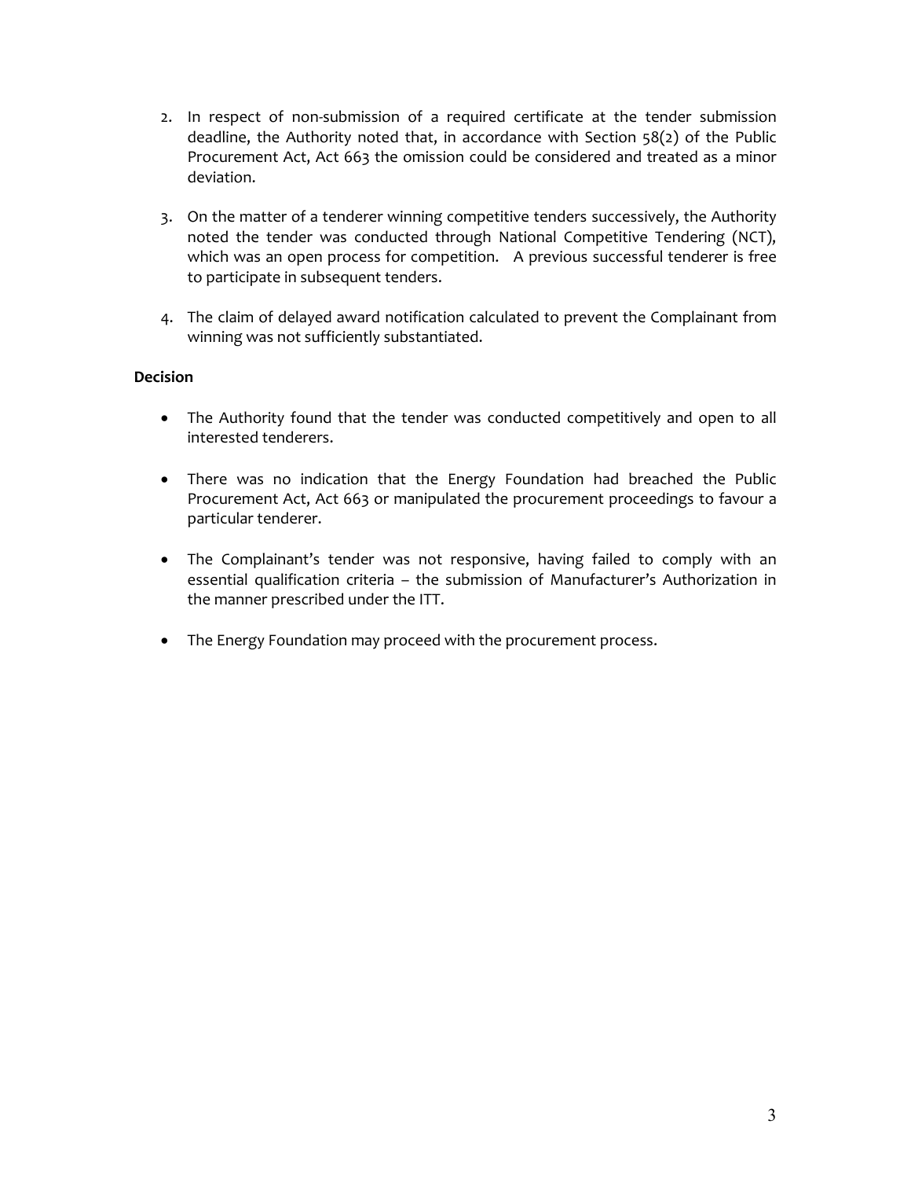2. In respect of non-submission of a required certificate at the tender submission deadline, the Authority noted that, in accordance with Section 58(2) of the Public Procurement Act, Act 663 the omission could be considered and treated as a minor deviation.

3. On the matter of a tenderer winning competitive tenders successively, the Authority noted the tender was conducted through National Competitive Tendering (NCT), which was an open process for competition. A previous successful tenderer is free to participate in subsequent tenders.

4. The claim of delayed award notification calculated to prevent the Complainant from winning was not sufficiently substantiated.

**Decision**

- The Authority found that the tender was conducted competitively and open to all interested tenderers.

- There was no indication that the Energy Foundation had breached the Public Procurement Act, Act 663 or manipulated the procurement proceedings to favour a particular tenderer.

- The Complainant's tender was not responsive, having failed to comply with an essential qualification criteria – the submission of Manufacturer's Authorization in the manner prescribed under the ITT.

- The Energy Foundation may proceed with the procurement process.